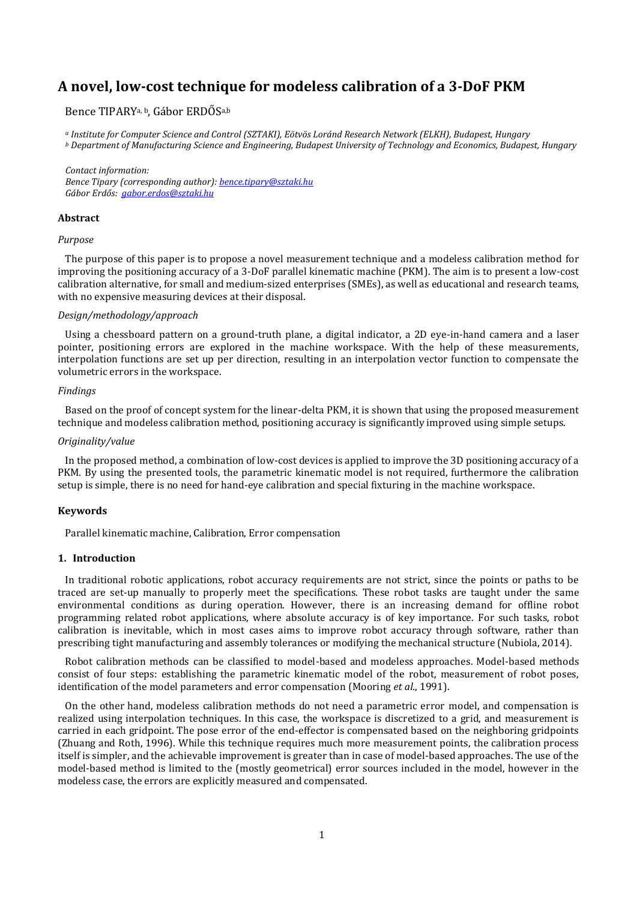# A novel, low-cost technique for modeless calibration of a 3-DoF PKM

Bence TIPARY[a, b], Gábor ERDŐS[a,b]

[a] *Institute for Computer Science and Control (SZTAKI), Eötvös Loránd Research Network (ELKH), Budapest, Hungary*
[b] *Department of Manufacturing Science and Engineering, Budapest University of Technology and Economics, Budapest, Hungary*

*Contact information:*
*Bence Tipary (corresponding author): bence.tipary@sztaki.hu*
*Gábor Erdős: gabor.erdos@sztaki.hu*

### Abstract

*Purpose*

The purpose of this paper is to propose a novel measurement technique and a modeless calibration method for improving the positioning accuracy of a 3-DoF parallel kinematic machine (PKM). The aim is to present a low-cost calibration alternative, for small and medium-sized enterprises (SMEs), as well as educational and research teams, with no expensive measuring devices at their disposal.

*Design/methodology/approach*

Using a chessboard pattern on a ground-truth plane, a digital indicator, a 2D eye-in-hand camera and a laser pointer, positioning errors are explored in the machine workspace. With the help of these measurements, interpolation functions are set up per direction, resulting in an interpolation vector function to compensate the volumetric errors in the workspace.

*Findings*

Based on the proof of concept system for the linear-delta PKM, it is shown that using the proposed measurement technique and modeless calibration method, positioning accuracy is significantly improved using simple setups.

*Originality/value*

In the proposed method, a combination of low-cost devices is applied to improve the 3D positioning accuracy of a PKM. By using the presented tools, the parametric kinematic model is not required, furthermore the calibration setup is simple, there is no need for hand-eye calibration and special fixturing in the machine workspace.

### Keywords

Parallel kinematic machine, Calibration, Error compensation

### 1. Introduction

In traditional robotic applications, robot accuracy requirements are not strict, since the points or paths to be traced are set-up manually to properly meet the specifications. These robot tasks are taught under the same environmental conditions as during operation. However, there is an increasing demand for offline robot programming related robot applications, where absolute accuracy is of key importance. For such tasks, robot calibration is inevitable, which in most cases aims to improve robot accuracy through software, rather than prescribing tight manufacturing and assembly tolerances or modifying the mechanical structure (Nubiola, 2014).

Robot calibration methods can be classified to model-based and modeless approaches. Model-based methods consist of four steps: establishing the parametric kinematic model of the robot, measurement of robot poses, identification of the model parameters and error compensation (Mooring *et al.*, 1991).

On the other hand, modeless calibration methods do not need a parametric error model, and compensation is realized using interpolation techniques. In this case, the workspace is discretized to a grid, and measurement is carried in each gridpoint. The pose error of the end-effector is compensated based on the neighboring gridpoints (Zhuang and Roth, 1996). While this technique requires much more measurement points, the calibration process itself is simpler, and the achievable improvement is greater than in case of model-based approaches. The use of the model-based method is limited to the (mostly geometrical) error sources included in the model, however in the modeless case, the errors are explicitly measured and compensated.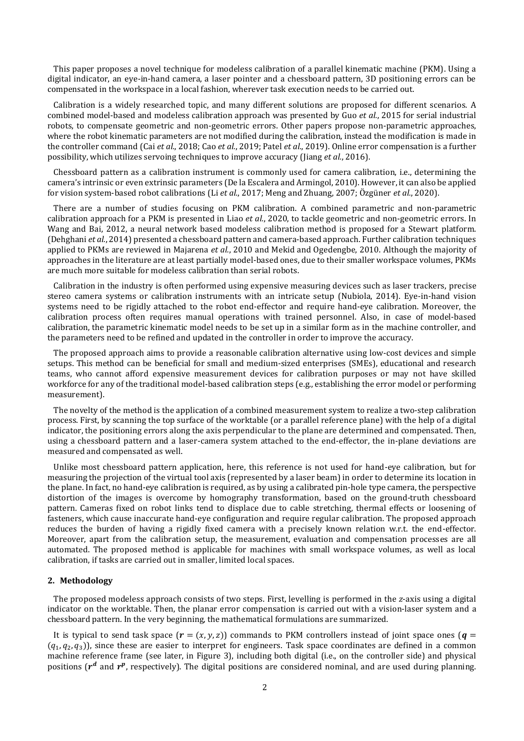This paper proposes a novel technique for modeless calibration of a parallel kinematic machine (PKM). Using a digital indicator, an eye-in-hand camera, a laser pointer and a chessboard pattern, 3D positioning errors can be compensated in the workspace in a local fashion, wherever task execution needs to be carried out.

Calibration is a widely researched topic, and many different solutions are proposed for different scenarios. A combined model-based and modeless calibration approach was presented by Guo *et al.*, 2015 for serial industrial robots, to compensate geometric and non-geometric errors. Other papers propose non-parametric approaches, where the robot kinematic parameters are not modified during the calibration, instead the modification is made in the controller command (Cai *et al.*, 2018; Cao *et al.*, 2019; Patel *et al.*, 2019). Online error compensation is a further possibility, which utilizes servoing techniques to improve accuracy (Jiang *et al.*, 2016).

Chessboard pattern as a calibration instrument is commonly used for camera calibration, i.e., determining the camera's intrinsic or even extrinsic parameters (De la Escalera and Armingol, 2010). However, it can also be applied for vision system-based robot calibrations (Li *et al.*, 2017; Meng and Zhuang, 2007; Özgüner *et al.*, 2020).

There are a number of studies focusing on PKM calibration. A combined parametric and non-parametric calibration approach for a PKM is presented in Liao *et al.*, 2020, to tackle geometric and non-geometric errors. In Wang and Bai, 2012, a neural network based modeless calibration method is proposed for a Stewart platform. (Dehghani *et al.*, 2014) presented a chessboard pattern and camera-based approach. Further calibration techniques applied to PKMs are reviewed in Majarena *et al.*, 2010 and Mekid and Ogedengbe, 2010. Although the majority of approaches in the literature are at least partially model-based ones, due to their smaller workspace volumes, PKMs are much more suitable for modeless calibration than serial robots.

Calibration in the industry is often performed using expensive measuring devices such as laser trackers, precise stereo camera systems or calibration instruments with an intricate setup (Nubiola, 2014). Eye-in-hand vision systems need to be rigidly attached to the robot end-effector and require hand-eye calibration. Moreover, the calibration process often requires manual operations with trained personnel. Also, in case of model-based calibration, the parametric kinematic model needs to be set up in a similar form as in the machine controller, and the parameters need to be refined and updated in the controller in order to improve the accuracy.

The proposed approach aims to provide a reasonable calibration alternative using low-cost devices and simple setups. This method can be beneficial for small and medium-sized enterprises (SMEs), educational and research teams, who cannot afford expensive measurement devices for calibration purposes or may not have skilled workforce for any of the traditional model-based calibration steps (e.g., establishing the error model or performing measurement).

The novelty of the method is the application of a combined measurement system to realize a two-step calibration process. First, by scanning the top surface of the worktable (or a parallel reference plane) with the help of a digital indicator, the positioning errors along the axis perpendicular to the plane are determined and compensated. Then, using a chessboard pattern and a laser-camera system attached to the end-effector, the in-plane deviations are measured and compensated as well.

Unlike most chessboard pattern application, here, this reference is not used for hand-eye calibration, but for measuring the projection of the virtual tool axis (represented by a laser beam) in order to determine its location in the plane. In fact, no hand-eye calibration is required, as by using a calibrated pin-hole type camera, the perspective distortion of the images is overcome by homography transformation, based on the ground-truth chessboard pattern. Cameras fixed on robot links tend to displace due to cable stretching, thermal effects or loosening of fasteners, which cause inaccurate hand-eye configuration and require regular calibration. The proposed approach reduces the burden of having a rigidly fixed camera with a precisely known relation w.r.t. the end-effector. Moreover, apart from the calibration setup, the measurement, evaluation and compensation processes are all automated. The proposed method is applicable for machines with small workspace volumes, as well as local calibration, if tasks are carried out in smaller, limited local spaces.

## 2. Methodology

The proposed modeless approach consists of two steps. First, levelling is performed in the *z*-axis using a digital indicator on the worktable. Then, the planar error compensation is carried out with a vision-laser system and a chessboard pattern. In the very beginning, the mathematical formulations are summarized.

It is typical to send task space ($\boldsymbol{r} = (x, y, z)$) commands to PKM controllers instead of joint space ones ($\boldsymbol{q} = (q_1, q_2, q_3)$), since these are easier to interpret for engineers. Task space coordinates are defined in a common machine reference frame (see later, in Figure 3), including both digital (i.e., on the controller side) and physical positions ($\boldsymbol{r^d}$ and $\boldsymbol{r^p}$, respectively). The digital positions are considered nominal, and are used during planning.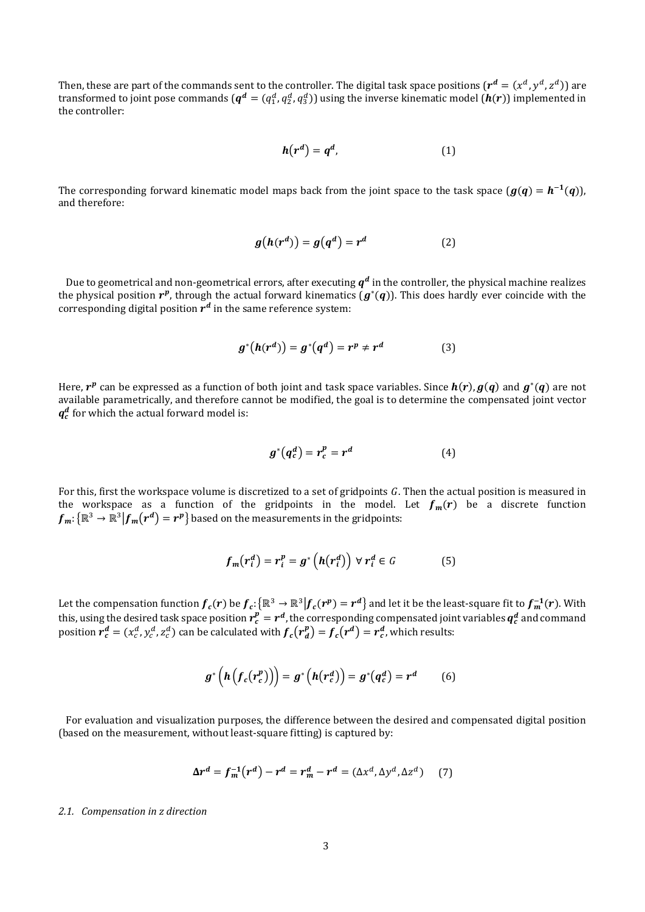Then, these are part of the commands sent to the controller. The digital task space positions ($\boldsymbol{r^d} = (x^d, y^d, z^d)$) are transformed to joint pose commands ($\boldsymbol{q^d} = (q_1^d, q_2^d, q_3^d)$) using the inverse kinematic model ($\boldsymbol{h(r)}$) implemented in the controller:

$$\boldsymbol{h}(\boldsymbol{r^d}) = \boldsymbol{q^d}, \tag{1}$$

The corresponding forward kinematic model maps back from the joint space to the task space ($\boldsymbol{g(q)} = \boldsymbol{h^{-1}(q)}$), and therefore:

$$\boldsymbol{g}\left(\boldsymbol{h}(\boldsymbol{r^d})\right) = \boldsymbol{g}(\boldsymbol{q^d}) = \boldsymbol{r^d} \tag{2}$$

Due to geometrical and non-geometrical errors, after executing $\boldsymbol{q^d}$ in the controller, the physical machine realizes the physical position $\boldsymbol{r^p}$, through the actual forward kinematics ($\boldsymbol{g}^*(\boldsymbol{q})$). This does hardly ever coincide with the corresponding digital position $\boldsymbol{r^d}$ in the same reference system:

$$\boldsymbol{g}^*\left(\boldsymbol{h}(\boldsymbol{r^d})\right) = \boldsymbol{g}^*(\boldsymbol{q^d}) = \boldsymbol{r^p} \neq \boldsymbol{r^d} \tag{3}$$

Here, $\boldsymbol{r^p}$ can be expressed as a function of both joint and task space variables. Since $\boldsymbol{h(r)}, \boldsymbol{g(q)}$ and $\boldsymbol{g}^*(\boldsymbol{q})$ are not available parametrically, and therefore cannot be modified, the goal is to determine the compensated joint vector $\boldsymbol{q_c^d}$ for which the actual forward model is:

$$\boldsymbol{g}^*(\boldsymbol{q_c^d}) = \boldsymbol{r_c^p} = \boldsymbol{r^d} \tag{4}$$

For this, first the workspace volume is discretized to a set of gridpoints $G$. Then the actual position is measured in the workspace as a function of the gridpoints in the model. Let $\boldsymbol{f_m}(\boldsymbol{r})$ be a discrete function $\boldsymbol{f_m}: \{\mathbb{R}^3 \to \mathbb{R}^3 | \boldsymbol{f_m}(\boldsymbol{r^d}) = \boldsymbol{r^p}\}$ based on the measurements in the gridpoints:

$$\boldsymbol{f_m}(\boldsymbol{r_i^d}) = \boldsymbol{r_i^p} = \boldsymbol{g}^*\left(\boldsymbol{h}(\boldsymbol{r_i^d})\right) \; \forall \, \boldsymbol{r_i^d} \in G \tag{5}$$

Let the compensation function $\boldsymbol{f_c}(\boldsymbol{r})$ be $\boldsymbol{f_c}: \{\mathbb{R}^3 \to \mathbb{R}^3 | \boldsymbol{f_c}(\boldsymbol{r^p}) = \boldsymbol{r^d}\}$ and let it be the least-square fit to $\boldsymbol{f_m^{-1}}(\boldsymbol{r})$. With this, using the desired task space position $\boldsymbol{r_c^p} = \boldsymbol{r^d}$, the corresponding compensated joint variables $\boldsymbol{q_c^d}$ and command position $\boldsymbol{r_c^d} = (x_c^d, y_c^d, z_c^d)$ can be calculated with $\boldsymbol{f_c}(\boldsymbol{r_d^p}) = \boldsymbol{f_c}(\boldsymbol{r^d}) = \boldsymbol{r_c^d}$, which results:

$$\boldsymbol{g}^*\left(\boldsymbol{h}\left(\boldsymbol{f_c}(\boldsymbol{r_c^p})\right)\right) = \boldsymbol{g}^*\left(\boldsymbol{h}(\boldsymbol{r_c^d})\right) = \boldsymbol{g}^*(\boldsymbol{q_c^d}) = \boldsymbol{r^d} \tag{6}$$

For evaluation and visualization purposes, the difference between the desired and compensated digital position (based on the measurement, without least-square fitting) is captured by:

$$\boldsymbol{\Delta r^d} = \boldsymbol{f_m^{-1}}(\boldsymbol{r^d}) - \boldsymbol{r^d} = \boldsymbol{r_m^d} - \boldsymbol{r^d} = (\Delta x^d, \Delta y^d, \Delta z^d) \tag{7}$$

### *2.1. Compensation in z direction*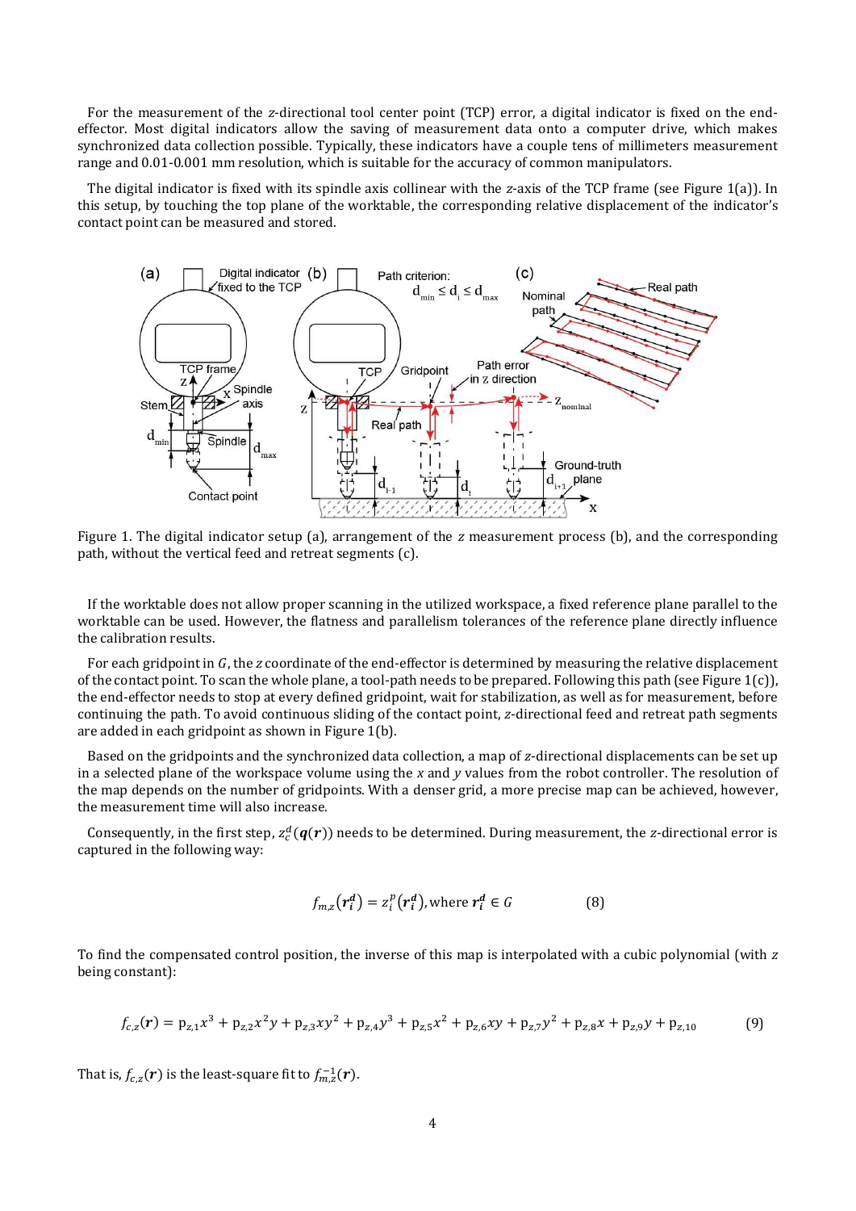For the measurement of the $z$-directional tool center point (TCP) error, a digital indicator is fixed on the end-effector. Most digital indicators allow the saving of measurement data onto a computer drive, which makes synchronized data collection possible. Typically, these indicators have a couple tens of millimeters measurement range and 0.01-0.001 mm resolution, which is suitable for the accuracy of common manipulators.

The digital indicator is fixed with its spindle axis collinear with the $z$-axis of the TCP frame (see Figure 1(a)). In this setup, by touching the top plane of the worktable, the corresponding relative displacement of the indicator's contact point can be measured and stored.

Figure 1. The digital indicator setup (a), arrangement of the $z$ measurement process (b), and the corresponding path, without the vertical feed and retreat segments (c).

If the worktable does not allow proper scanning in the utilized workspace, a fixed reference plane parallel to the worktable can be used. However, the flatness and parallelism tolerances of the reference plane directly influence the calibration results.

For each gridpoint in $G$, the $z$ coordinate of the end-effector is determined by measuring the relative displacement of the contact point. To scan the whole plane, a tool-path needs to be prepared. Following this path (see Figure 1(c)), the end-effector needs to stop at every defined gridpoint, wait for stabilization, as well as for measurement, before continuing the path. To avoid continuous sliding of the contact point, $z$-directional feed and retreat path segments are added in each gridpoint as shown in Figure 1(b).

Based on the gridpoints and the synchronized data collection, a map of $z$-directional displacements can be set up in a selected plane of the workspace volume using the $x$ and $y$ values from the robot controller. The resolution of the map depends on the number of gridpoints. With a denser grid, a more precise map can be achieved, however, the measurement time will also increase.

Consequently, in the first step, $z_c^d(\boldsymbol{q}(\boldsymbol{r}))$ needs to be determined. During measurement, the $z$-directional error is captured in the following way:

$$f_{m,z}(\boldsymbol{r}_i^d) = z_i^p(\boldsymbol{r}_i^d), \text{where } \boldsymbol{r}_i^d \in G \tag{8}$$

To find the compensated control position, the inverse of this map is interpolated with a cubic polynomial (with $z$ being constant):

$$f_{c,z}(\boldsymbol{r}) = \mathrm{p}_{z,1}x^3 + \mathrm{p}_{z,2}x^2y + \mathrm{p}_{z,3}xy^2 + \mathrm{p}_{z,4}y^3 + \mathrm{p}_{z,5}x^2 + \mathrm{p}_{z,6}xy + \mathrm{p}_{z,7}y^2 + \mathrm{p}_{z,8}x + \mathrm{p}_{z,9}y + \mathrm{p}_{z,10} \tag{9}$$

That is, $f_{c,z}(\boldsymbol{r})$ is the least-square fit to $f_{m,z}^{-1}(\boldsymbol{r})$.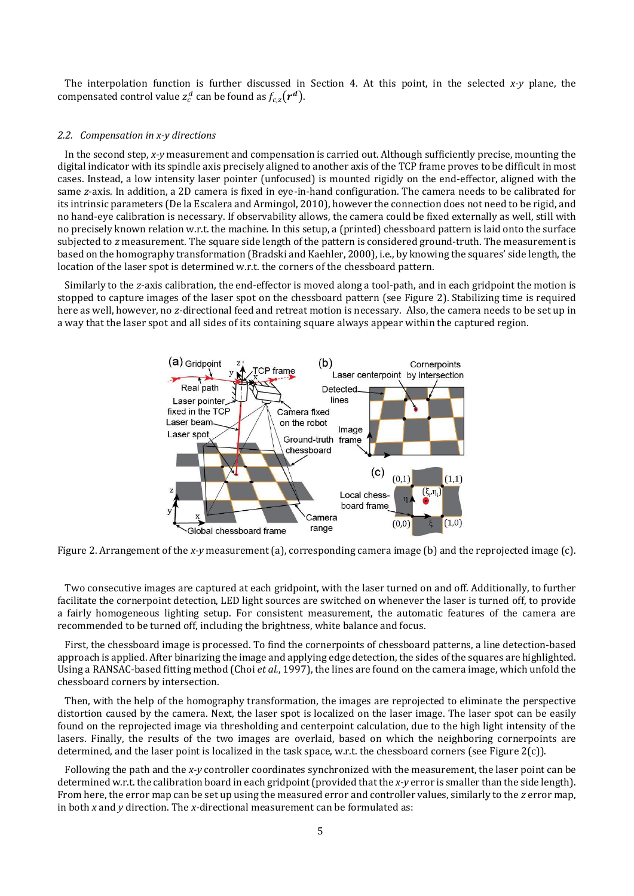The interpolation function is further discussed in Section 4. At this point, in the selected *x-y* plane, the compensated control value $z_c^d$ can be found as $f_{c,z}(\boldsymbol{r^d})$.

### 2.2. *Compensation in x-y directions*

In the second step, *x-y* measurement and compensation is carried out. Although sufficiently precise, mounting the digital indicator with its spindle axis precisely aligned to another axis of the TCP frame proves to be difficult in most cases. Instead, a low intensity laser pointer (unfocused) is mounted rigidly on the end-effector, aligned with the same *z*-axis. In addition, a 2D camera is fixed in eye-in-hand configuration. The camera needs to be calibrated for its intrinsic parameters (De la Escalera and Armingol, 2010), however the connection does not need to be rigid, and no hand-eye calibration is necessary. If observability allows, the camera could be fixed externally as well, still with no precisely known relation w.r.t. the machine. In this setup, a (printed) chessboard pattern is laid onto the surface subjected to *z* measurement. The square side length of the pattern is considered ground-truth. The measurement is based on the homography transformation (Bradski and Kaehler, 2000), i.e., by knowing the squares' side length, the location of the laser spot is determined w.r.t. the corners of the chessboard pattern.

Similarly to the *z*-axis calibration, the end-effector is moved along a tool-path, and in each gridpoint the motion is stopped to capture images of the laser spot on the chessboard pattern (see Figure 2). Stabilizing time is required here as well, however, no *z*-directional feed and retreat motion is necessary. Also, the camera needs to be set up in a way that the laser spot and all sides of its containing square always appear within the captured region.

Figure 2. Arrangement of the *x-y* measurement (a), corresponding camera image (b) and the reprojected image (c).

Two consecutive images are captured at each gridpoint, with the laser turned on and off. Additionally, to further facilitate the cornerpoint detection, LED light sources are switched on whenever the laser is turned off, to provide a fairly homogeneous lighting setup. For consistent measurement, the automatic features of the camera are recommended to be turned off, including the brightness, white balance and focus.

First, the chessboard image is processed. To find the cornerpoints of chessboard patterns, a line detection-based approach is applied. After binarizing the image and applying edge detection, the sides of the squares are highlighted. Using a RANSAC-based fitting method (Choi *et al.*, 1997), the lines are found on the camera image, which unfold the chessboard corners by intersection.

Then, with the help of the homography transformation, the images are reprojected to eliminate the perspective distortion caused by the camera. Next, the laser spot is localized on the laser image. The laser spot can be easily found on the reprojected image via thresholding and centerpoint calculation, due to the high light intensity of the lasers. Finally, the results of the two images are overlaid, based on which the neighboring cornerpoints are determined, and the laser point is localized in the task space, w.r.t. the chessboard corners (see Figure 2(c)).

Following the path and the *x-y* controller coordinates synchronized with the measurement, the laser point can be determined w.r.t. the calibration board in each gridpoint (provided that the *x-y* error is smaller than the side length). From here, the error map can be set up using the measured error and controller values, similarly to the *z* error map, in both *x* and *y* direction. The *x*-directional measurement can be formulated as: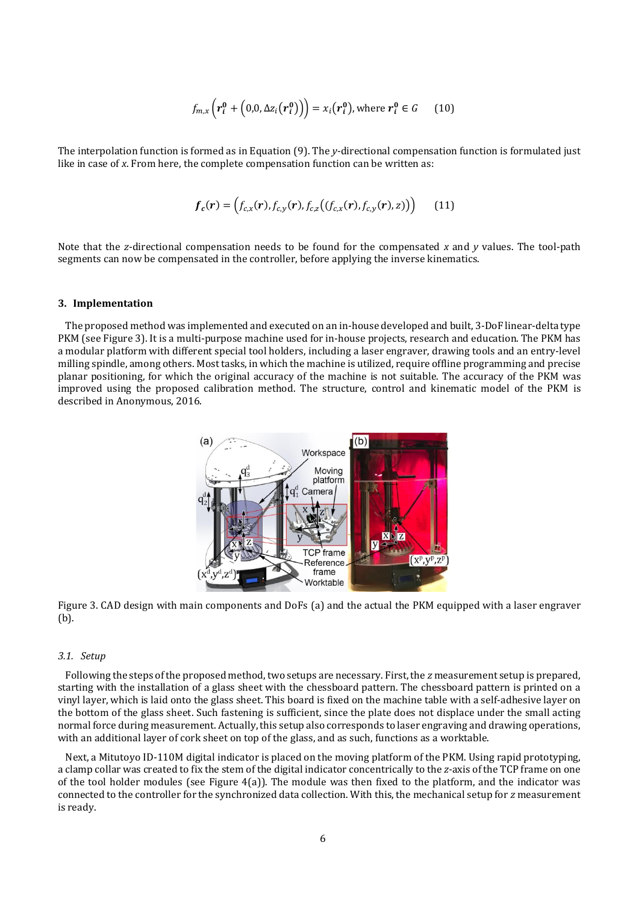$$f_{m,x}\left(\boldsymbol{r_i^0} + \left(0{,}0, \Delta z_i\left(\boldsymbol{r_i^0}\right)\right)\right) = x_i\left(\boldsymbol{r_i^0}\right), \text{where } \boldsymbol{r_i^0} \in G \qquad (10)$$

The interpolation function is formed as in Equation (9). The $y$-directional compensation function is formulated just like in case of $x$. From here, the complete compensation function can be written as:

$$\boldsymbol{f_c}(\boldsymbol{r}) = \left(f_{c,x}(\boldsymbol{r}), f_{c,y}(\boldsymbol{r}), f_{c,z}\left(\left(f_{c,x}(\boldsymbol{r}), f_{c,y}(\boldsymbol{r}), z\right)\right)\right) \qquad (11)$$

Note that the $z$-directional compensation needs to be found for the compensated $x$ and $y$ values. The tool-path segments can now be compensated in the controller, before applying the inverse kinematics.

## 3. Implementation

The proposed method was implemented and executed on an in-house developed and built, 3-DoF linear-delta type PKM (see Figure 3). It is a multi-purpose machine used for in-house projects, research and education. The PKM has a modular platform with different special tool holders, including a laser engraver, drawing tools and an entry-level milling spindle, among others. Most tasks, in which the machine is utilized, require offline programming and precise planar positioning, for which the original accuracy of the machine is not suitable. The accuracy of the PKM was improved using the proposed calibration method. The structure, control and kinematic model of the PKM is described in Anonymous, 2016.

Figure 3. CAD design with main components and DoFs (a) and the actual the PKM equipped with a laser engraver (b).

### 3.1. Setup

Following the steps of the proposed method, two setups are necessary. First, the $z$ measurement setup is prepared, starting with the installation of a glass sheet with the chessboard pattern. The chessboard pattern is printed on a vinyl layer, which is laid onto the glass sheet. This board is fixed on the machine table with a self-adhesive layer on the bottom of the glass sheet. Such fastening is sufficient, since the plate does not displace under the small acting normal force during measurement. Actually, this setup also corresponds to laser engraving and drawing operations, with an additional layer of cork sheet on top of the glass, and as such, functions as a worktable.

Next, a Mitutoyo ID-110M digital indicator is placed on the moving platform of the PKM. Using rapid prototyping, a clamp collar was created to fix the stem of the digital indicator concentrically to the $z$-axis of the TCP frame on one of the tool holder modules (see Figure 4(a)). The module was then fixed to the platform, and the indicator was connected to the controller for the synchronized data collection. With this, the mechanical setup for $z$ measurement is ready.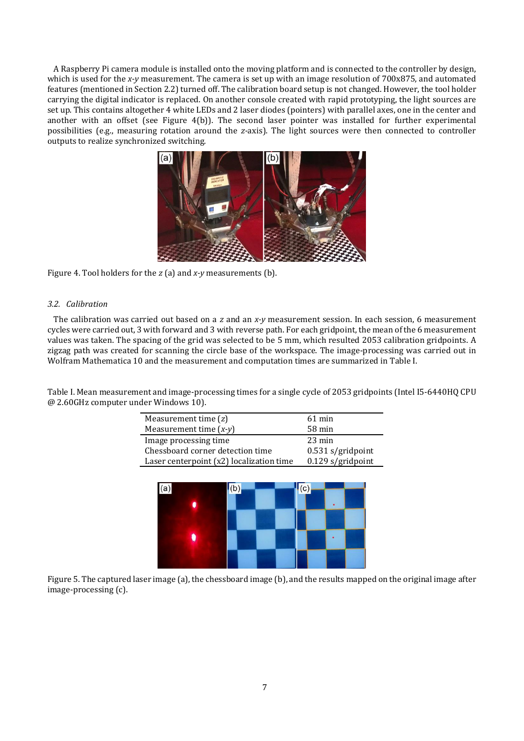A Raspberry Pi camera module is installed onto the moving platform and is connected to the controller by design, which is used for the *x*-*y* measurement. The camera is set up with an image resolution of 700x875, and automated features (mentioned in Section 2.2) turned off. The calibration board setup is not changed. However, the tool holder carrying the digital indicator is replaced. On another console created with rapid prototyping, the light sources are set up. This contains altogether 4 white LEDs and 2 laser diodes (pointers) with parallel axes, one in the center and another with an offset (see Figure 4(b)). The second laser pointer was installed for further experimental possibilities (e.g., measuring rotation around the *z*-axis). The light sources were then connected to controller outputs to realize synchronized switching.

Figure 4. Tool holders for the *z* (a) and *x*-*y* measurements (b).

### 3.2. Calibration

The calibration was carried out based on a *z* and an *x*-*y* measurement session. In each session, 6 measurement cycles were carried out, 3 with forward and 3 with reverse path. For each gridpoint, the mean of the 6 measurement values was taken. The spacing of the grid was selected to be 5 mm, which resulted 2053 calibration gridpoints. A zigzag path was created for scanning the circle base of the workspace. The image-processing was carried out in Wolfram Mathematica 10 and the measurement and computation times are summarized in Table I.

Table I. Mean measurement and image-processing times for a single cycle of 2053 gridpoints (Intel I5-6440HQ CPU @ 2.60GHz computer under Windows 10).

| | |
|---|---|
| Measurement time (*z*) | 61 min |
| Measurement time (*x*-*y*) | 58 min |
| Image processing time | 23 min |
| Chessboard corner detection time | 0.531 s/gridpoint |
| Laser centerpoint (x2) localization time | 0.129 s/gridpoint |

Figure 5. The captured laser image (a), the chessboard image (b), and the results mapped on the original image after image-processing (c).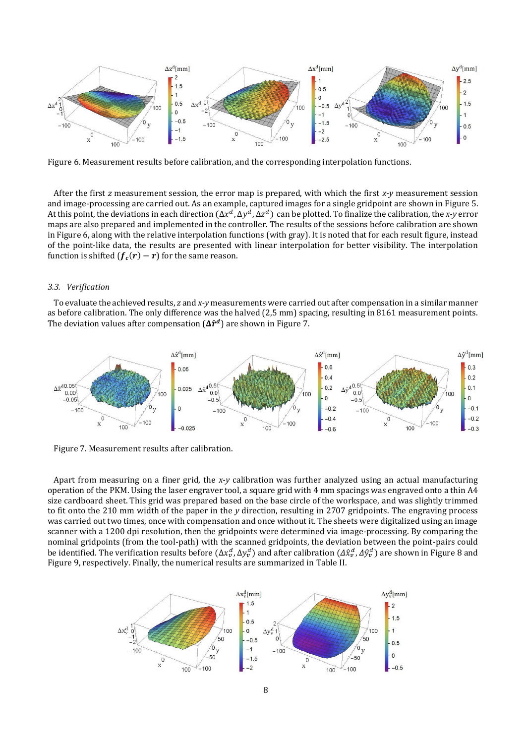Figure 6. Measurement results before calibration, and the corresponding interpolation functions.

After the first $z$ measurement session, the error map is prepared, with which the first $x$-$y$ measurement session and image-processing are carried out. As an example, captured images for a single gridpoint are shown in Figure 5. At this point, the deviations in each direction ($\Delta x^d, \Delta y^d, \Delta z^d$) can be plotted. To finalize the calibration, the $x$-$y$ error maps are also prepared and implemented in the controller. The results of the sessions before calibration are shown in Figure 6, along with the relative interpolation functions (with gray). It is noted that for each result figure, instead of the point-like data, the results are presented with linear interpolation for better visibility. The interpolation function is shifted ($\boldsymbol{f_c}(\boldsymbol{r}) - \boldsymbol{r}$) for the same reason.

### 3.3. Verification

To evaluate the achieved results, $z$ and $x$-$y$ measurements were carried out after compensation in a similar manner as before calibration. The only difference was the halved (2,5 mm) spacing, resulting in 8161 measurement points. The deviation values after compensation ($\Delta\hat{\boldsymbol{r}}^{\boldsymbol{d}}$) are shown in Figure 7.

Figure 7. Measurement results after calibration.

Apart from measuring on a finer grid, the $x$-$y$ calibration was further analyzed using an actual manufacturing operation of the PKM. Using the laser engraver tool, a square grid with 4 mm spacings was engraved onto a thin A4 size cardboard sheet. This grid was prepared based on the base circle of the workspace, and was slightly trimmed to fit onto the 210 mm width of the paper in the $y$ direction, resulting in 2707 gridpoints. The engraving process was carried out two times, once with compensation and once without it. The sheets were digitalized using an image scanner with a 1200 dpi resolution, then the gridpoints were determined via image-processing. By comparing the nominal gridpoints (from the tool-path) with the scanned gridpoints, the deviation between the point-pairs could be identified. The verification results before ($\Delta x_v^d, \Delta y_v^d$) and after calibration ($\Delta\hat{x}_v^d, \Delta\hat{y}_v^d$) are shown in Figure 8 and Figure 9, respectively. Finally, the numerical results are summarized in Table II.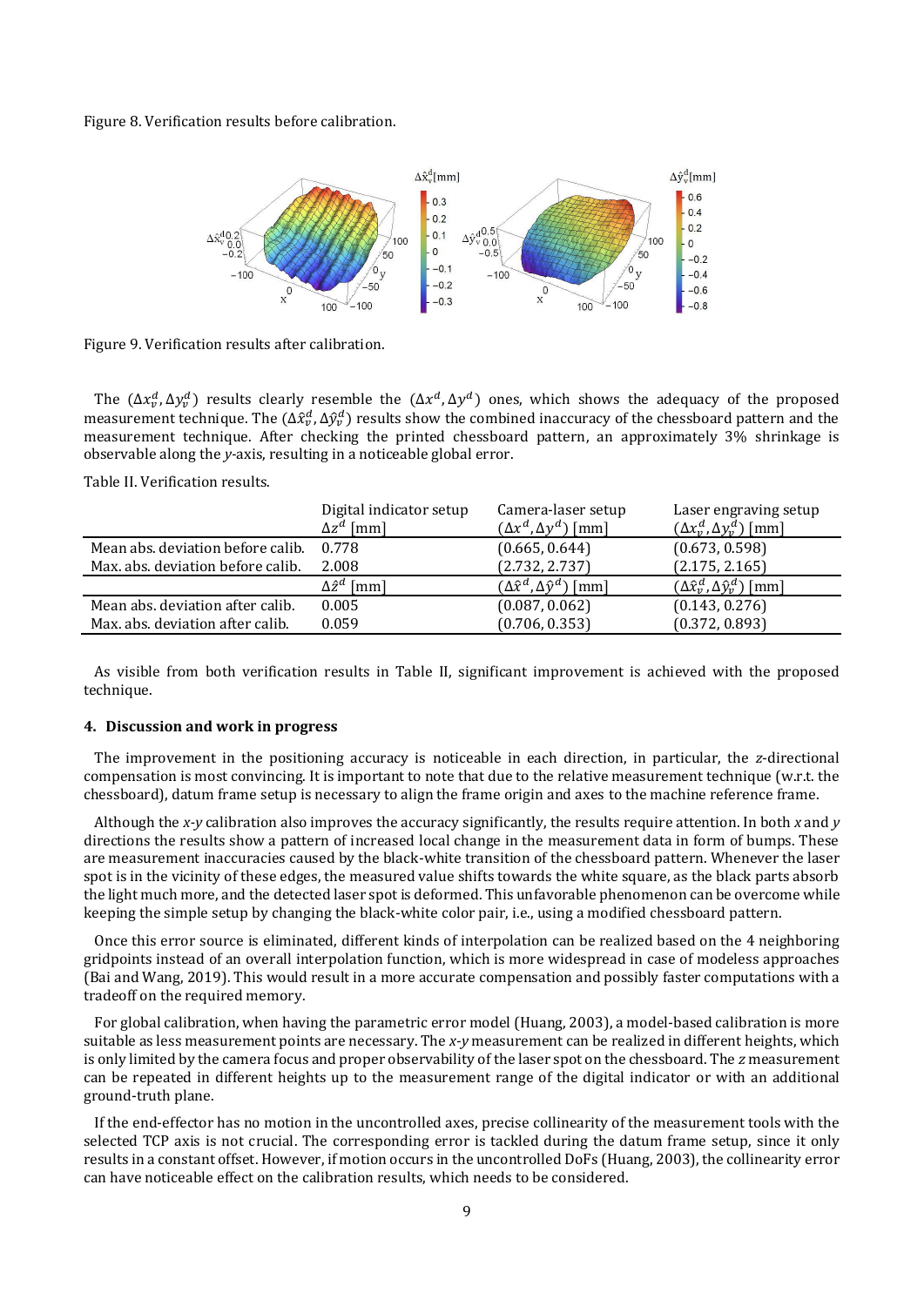Figure 8. Verification results before calibration.

Figure 9. Verification results after calibration.

The $(\Delta x_v^d, \Delta y_v^d)$ results clearly resemble the $(\Delta x^d, \Delta y^d)$ ones, which shows the adequacy of the proposed measurement technique. The $(\Delta \hat{x}_v^d, \Delta \hat{y}_v^d)$ results show the combined inaccuracy of the chessboard pattern and the measurement technique. After checking the printed chessboard pattern, an approximately 3% shrinkage is observable along the *y*-axis, resulting in a noticeable global error.

Table II. Verification results.

| | Digital indicator setup $\Delta z^d$ [mm] | Camera-laser setup $(\Delta x^d, \Delta y^d)$ [mm] | Laser engraving setup $(\Delta x_v^d, \Delta y_v^d)$ [mm] |
|---|---|---|---|
| Mean abs. deviation before calib. | 0.778 | (0.665, 0.644) | (0.673, 0.598) |
| Max. abs. deviation before calib. | 2.008 | (2.732, 2.737) | (2.175, 2.165) |
| | $\Delta \hat{z}^d$ [mm] | $(\Delta \hat{x}^d, \Delta \hat{y}^d)$ [mm] | $(\Delta \hat{x}_v^d, \Delta \hat{y}_v^d)$ [mm] |
| Mean abs. deviation after calib. | 0.005 | (0.087, 0.062) | (0.143, 0.276) |
| Max. abs. deviation after calib. | 0.059 | (0.706, 0.353) | (0.372, 0.893) |

As visible from both verification results in Table II, significant improvement is achieved with the proposed technique.

## 4. Discussion and work in progress

The improvement in the positioning accuracy is noticeable in each direction, in particular, the *z*-directional compensation is most convincing. It is important to note that due to the relative measurement technique (w.r.t. the chessboard), datum frame setup is necessary to align the frame origin and axes to the machine reference frame.

Although the *x*-*y* calibration also improves the accuracy significantly, the results require attention. In both *x* and *y* directions the results show a pattern of increased local change in the measurement data in form of bumps. These are measurement inaccuracies caused by the black-white transition of the chessboard pattern. Whenever the laser spot is in the vicinity of these edges, the measured value shifts towards the white square, as the black parts absorb the light much more, and the detected laser spot is deformed. This unfavorable phenomenon can be overcome while keeping the simple setup by changing the black-white color pair, i.e., using a modified chessboard pattern.

Once this error source is eliminated, different kinds of interpolation can be realized based on the 4 neighboring gridpoints instead of an overall interpolation function, which is more widespread in case of modeless approaches (Bai and Wang, 2019). This would result in a more accurate compensation and possibly faster computations with a tradeoff on the required memory.

For global calibration, when having the parametric error model (Huang, 2003), a model-based calibration is more suitable as less measurement points are necessary. The *x*-*y* measurement can be realized in different heights, which is only limited by the camera focus and proper observability of the laser spot on the chessboard. The *z* measurement can be repeated in different heights up to the measurement range of the digital indicator or with an additional ground-truth plane.

If the end-effector has no motion in the uncontrolled axes, precise collinearity of the measurement tools with the selected TCP axis is not crucial. The corresponding error is tackled during the datum frame setup, since it only results in a constant offset. However, if motion occurs in the uncontrolled DoFs (Huang, 2003), the collinearity error can have noticeable effect on the calibration results, which needs to be considered.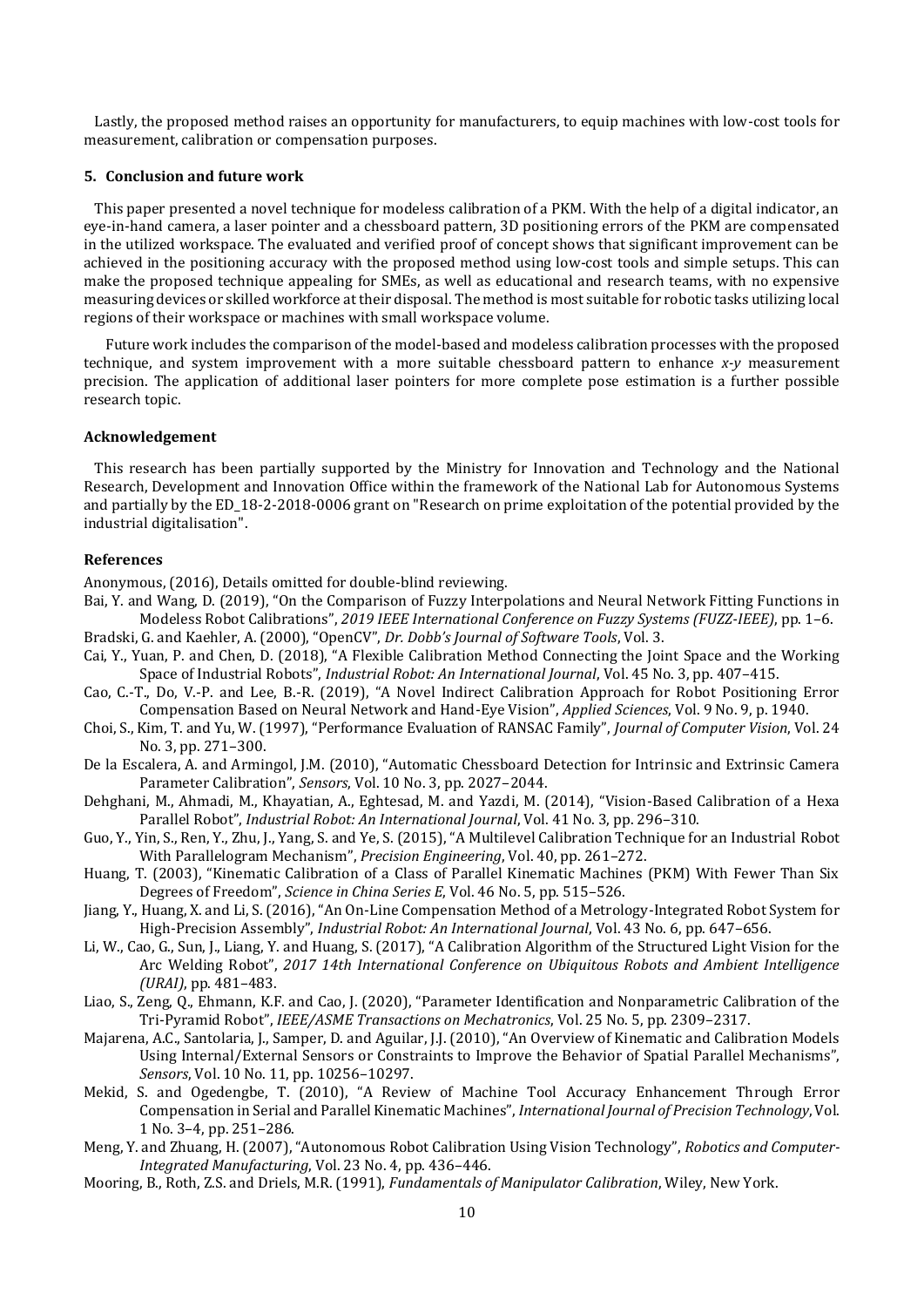Lastly, the proposed method raises an opportunity for manufacturers, to equip machines with low-cost tools for measurement, calibration or compensation purposes.

## 5. Conclusion and future work

This paper presented a novel technique for modeless calibration of a PKM. With the help of a digital indicator, an eye-in-hand camera, a laser pointer and a chessboard pattern, 3D positioning errors of the PKM are compensated in the utilized workspace. The evaluated and verified proof of concept shows that significant improvement can be achieved in the positioning accuracy with the proposed method using low-cost tools and simple setups. This can make the proposed technique appealing for SMEs, as well as educational and research teams, with no expensive measuring devices or skilled workforce at their disposal. The method is most suitable for robotic tasks utilizing local regions of their workspace or machines with small workspace volume.

Future work includes the comparison of the model-based and modeless calibration processes with the proposed technique, and system improvement with a more suitable chessboard pattern to enhance *x*-*y* measurement precision. The application of additional laser pointers for more complete pose estimation is a further possible research topic.

## Acknowledgement

This research has been partially supported by the Ministry for Innovation and Technology and the National Research, Development and Innovation Office within the framework of the National Lab for Autonomous Systems and partially by the ED_18-2-2018-0006 grant on "Research on prime exploitation of the potential provided by the industrial digitalisation".

## References

Anonymous, (2016), Details omitted for double-blind reviewing.

Bai, Y. and Wang, D. (2019), "On the Comparison of Fuzzy Interpolations and Neural Network Fitting Functions in Modeless Robot Calibrations", *2019 IEEE International Conference on Fuzzy Systems (FUZZ-IEEE)*, pp. 1–6.

Bradski, G. and Kaehler, A. (2000), "OpenCV", *Dr. Dobb's Journal of Software Tools*, Vol. 3.

Cai, Y., Yuan, P. and Chen, D. (2018), "A Flexible Calibration Method Connecting the Joint Space and the Working Space of Industrial Robots", *Industrial Robot: An International Journal*, Vol. 45 No. 3, pp. 407–415.

Cao, C.-T., Do, V.-P. and Lee, B.-R. (2019), "A Novel Indirect Calibration Approach for Robot Positioning Error Compensation Based on Neural Network and Hand-Eye Vision", *Applied Sciences*, Vol. 9 No. 9, p. 1940.

Choi, S., Kim, T. and Yu, W. (1997), "Performance Evaluation of RANSAC Family", *Journal of Computer Vision*, Vol. 24 No. 3, pp. 271–300.

De la Escalera, A. and Armingol, J.M. (2010), "Automatic Chessboard Detection for Intrinsic and Extrinsic Camera Parameter Calibration", *Sensors*, Vol. 10 No. 3, pp. 2027–2044.

Dehghani, M., Ahmadi, M., Khayatian, A., Eghtesad, M. and Yazdi, M. (2014), "Vision-Based Calibration of a Hexa Parallel Robot", *Industrial Robot: An International Journal*, Vol. 41 No. 3, pp. 296–310.

Guo, Y., Yin, S., Ren, Y., Zhu, J., Yang, S. and Ye, S. (2015), "A Multilevel Calibration Technique for an Industrial Robot With Parallelogram Mechanism", *Precision Engineering*, Vol. 40, pp. 261–272.

Huang, T. (2003), "Kinematic Calibration of a Class of Parallel Kinematic Machines (PKM) With Fewer Than Six Degrees of Freedom", *Science in China Series E*, Vol. 46 No. 5, pp. 515–526.

Jiang, Y., Huang, X. and Li, S. (2016), "An On-Line Compensation Method of a Metrology-Integrated Robot System for High-Precision Assembly", *Industrial Robot: An International Journal*, Vol. 43 No. 6, pp. 647–656.

Li, W., Cao, G., Sun, J., Liang, Y. and Huang, S. (2017), "A Calibration Algorithm of the Structured Light Vision for the Arc Welding Robot", *2017 14th International Conference on Ubiquitous Robots and Ambient Intelligence (URAI)*, pp. 481–483.

Liao, S., Zeng, Q., Ehmann, K.F. and Cao, J. (2020), "Parameter Identification and Nonparametric Calibration of the Tri-Pyramid Robot", *IEEE/ASME Transactions on Mechatronics*, Vol. 25 No. 5, pp. 2309–2317.

Majarena, A.C., Santolaria, J., Samper, D. and Aguilar, J.J. (2010), "An Overview of Kinematic and Calibration Models Using Internal/External Sensors or Constraints to Improve the Behavior of Spatial Parallel Mechanisms", *Sensors*, Vol. 10 No. 11, pp. 10256–10297.

Mekid, S. and Ogedengbe, T. (2010), "A Review of Machine Tool Accuracy Enhancement Through Error Compensation in Serial and Parallel Kinematic Machines", *International Journal of Precision Technology*, Vol. 1 No. 3–4, pp. 251–286.

Meng, Y. and Zhuang, H. (2007), "Autonomous Robot Calibration Using Vision Technology", *Robotics and Computer-Integrated Manufacturing*, Vol. 23 No. 4, pp. 436–446.

Mooring, B., Roth, Z.S. and Driels, M.R. (1991), *Fundamentals of Manipulator Calibration*, Wiley, New York.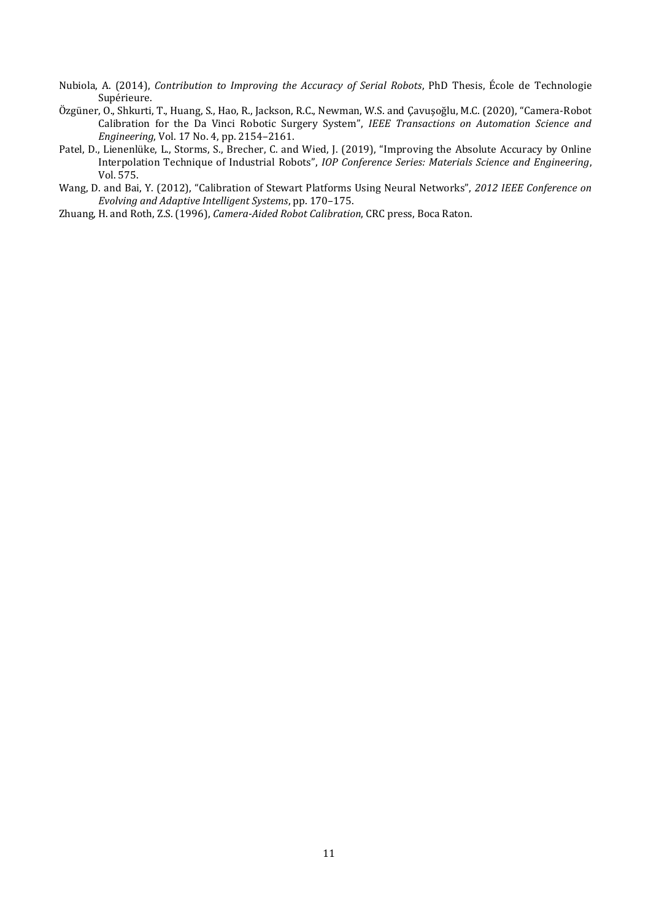Nubiola, A. (2014), *Contribution to Improving the Accuracy of Serial Robots*, PhD Thesis, École de Technologie Supérieure.

Özgüner, O., Shkurti, T., Huang, S., Hao, R., Jackson, R.C., Newman, W.S. and Çavuşoğlu, M.C. (2020), "Camera-Robot Calibration for the Da Vinci Robotic Surgery System", *IEEE Transactions on Automation Science and Engineering*, Vol. 17 No. 4, pp. 2154–2161.

Patel, D., Lienenlüke, L., Storms, S., Brecher, C. and Wied, J. (2019), "Improving the Absolute Accuracy by Online Interpolation Technique of Industrial Robots", *IOP Conference Series: Materials Science and Engineering*, Vol. 575.

Wang, D. and Bai, Y. (2012), "Calibration of Stewart Platforms Using Neural Networks", *2012 IEEE Conference on Evolving and Adaptive Intelligent Systems*, pp. 170–175.

Zhuang, H. and Roth, Z.S. (1996), *Camera-Aided Robot Calibration*, CRC press, Boca Raton.